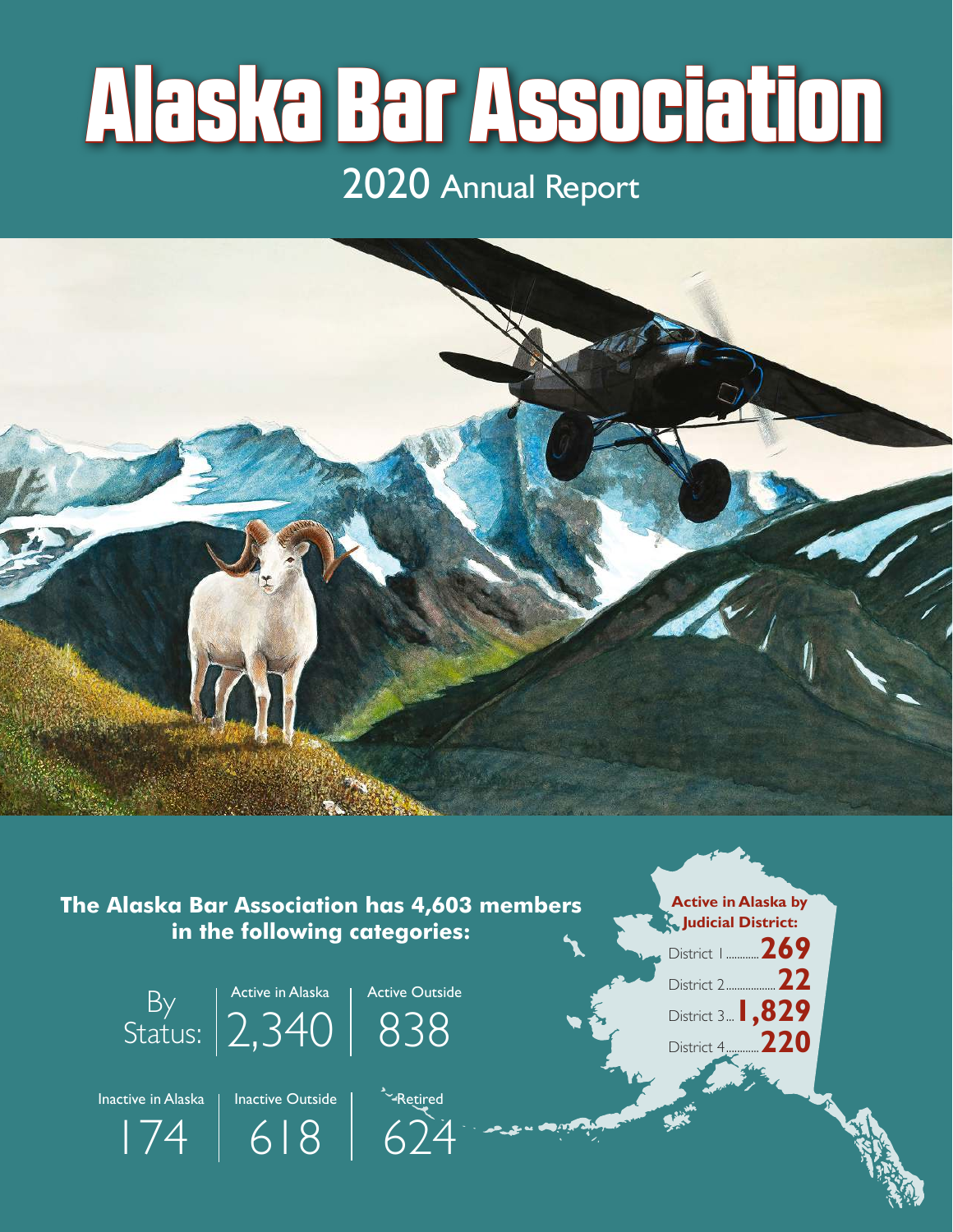# Alaska Bar Association

## 2020 Annual Report

**The Alaska Bar Association has 4,603 members in the following categories:**

By Status:

| Active in Alaska | Active Outside |
| --- | --- |
| 2,340 | 838 |

| Inactive in Alaska | Inactive Outside | Retired |
| --- | --- | --- |
| 174 | 618 | 624 |

**Active in Alaska by Judicial District:**

District 1............ **269**

District 2.................. **22**

District 3... **1,829**

District 4........... **220**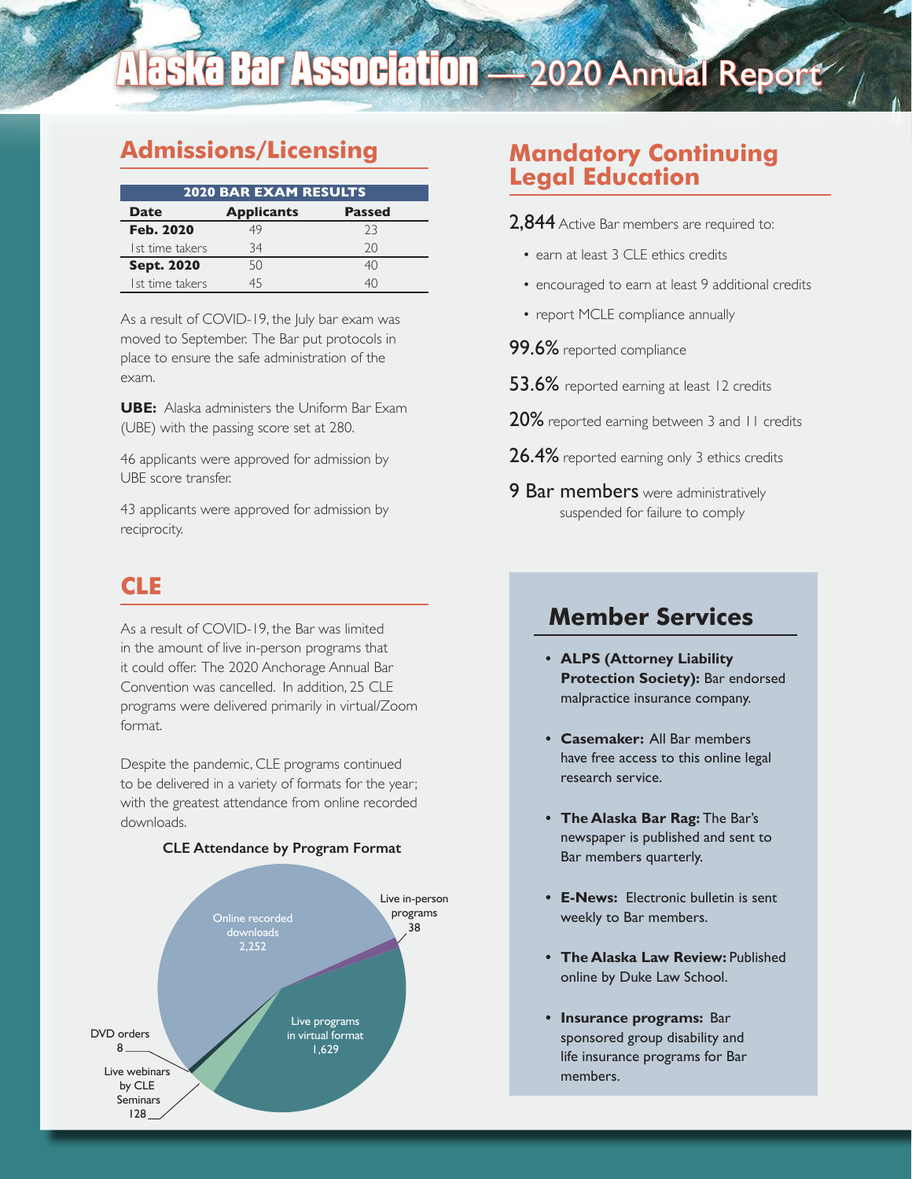# Alaska Bar Association — 2020 Annual Report

## Admissions/Licensing

| 2020 BAR EXAM RESULTS | | |
|---|---|---|
| **Date** | **Applicants** | **Passed** |
| **Feb. 2020** | 49 | 23 |
| 1st time takers | 34 | 20 |
| **Sept. 2020** | 50 | 40 |
| 1st time takers | 45 | 40 |

As a result of COVID-19, the July bar exam was moved to September. The Bar put protocols in place to ensure the safe administration of the exam.

**UBE:** Alaska administers the Uniform Bar Exam (UBE) with the passing score set at 280.

46 applicants were approved for admission by UBE score transfer.

43 applicants were approved for admission by reciprocity.

## CLE

As a result of COVID-19, the Bar was limited in the amount of live in-person programs that it could offer. The 2020 Anchorage Annual Bar Convention was cancelled. In addition, 25 CLE programs were delivered primarily in virtual/Zoom format.

Despite the pandemic, CLE programs continued to be delivered in a variety of formats for the year; with the greatest attendance from online recorded downloads.

**CLE Attendance by Program Format**

| Program Format | Attendance |
|---|---|
| Online recorded downloads | 2,252 |
| Live programs in virtual format | 1,629 |
| Live webinars by CLE Seminars | 128 |
| Live in-person programs | 38 |
| DVD orders | 8 |

## Mandatory Continuing Legal Education

**2,844** Active Bar members are required to:

- earn at least 3 CLE ethics credits
- encouraged to earn at least 9 additional credits
- report MCLE compliance annually

**99.6%** reported compliance

**53.6%** reported earning at least 12 credits

**20%** reported earning between 3 and 11 credits

**26.4%** reported earning only 3 ethics credits

**9 Bar members** were administratively suspended for failure to comply

## Member Services

- **ALPS (Attorney Liability Protection Society):** Bar endorsed malpractice insurance company.
- **Casemaker:** All Bar members have free access to this online legal research service.
- **The Alaska Bar Rag:** The Bar's newspaper is published and sent to Bar members quarterly.
- **E-News:** Electronic bulletin is sent weekly to Bar members.
- **The Alaska Law Review:** Published online by Duke Law School.
- **Insurance programs:** Bar sponsored group disability and life insurance programs for Bar members.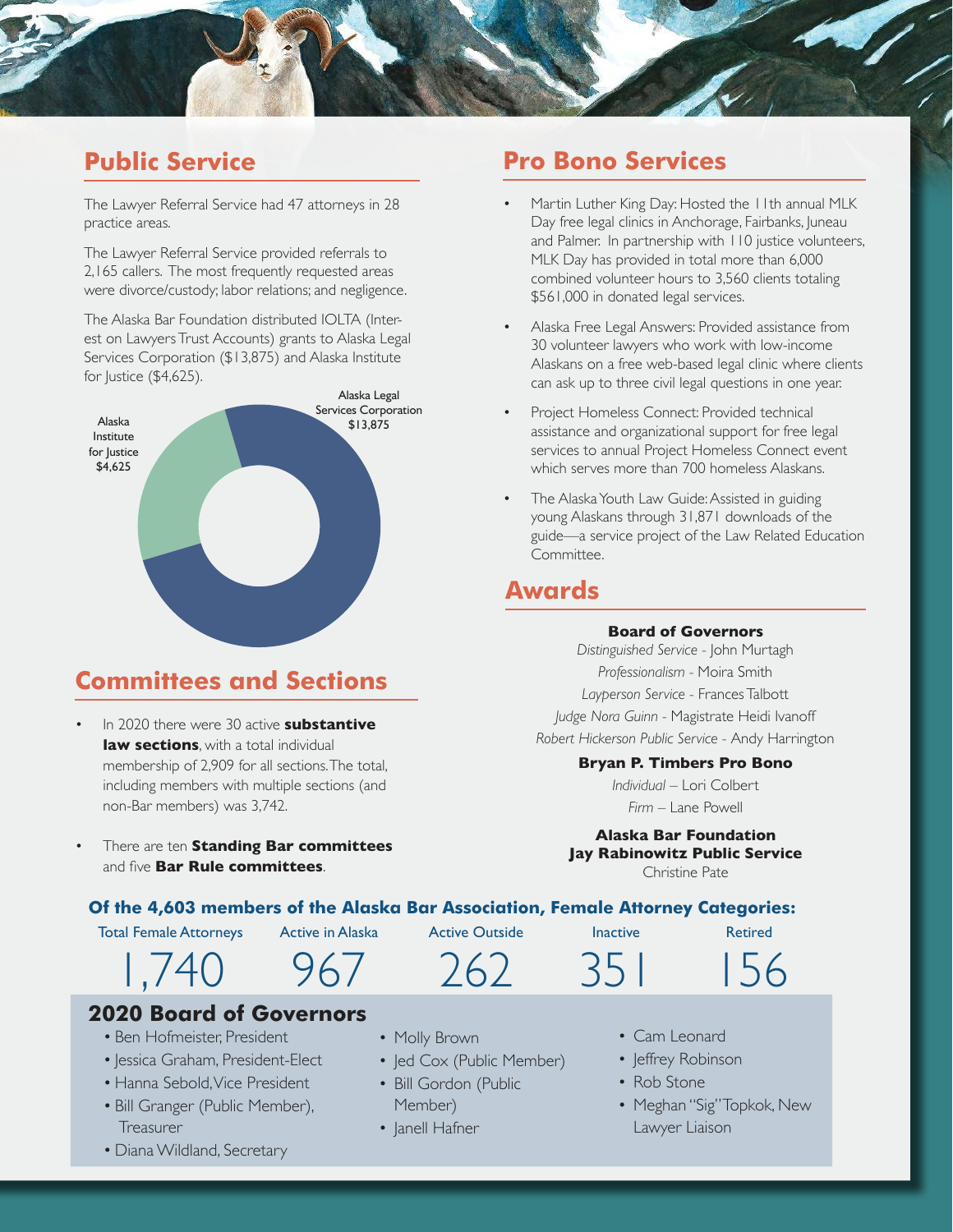## Public Service

The Lawyer Referral Service had 47 attorneys in 28 practice areas.

The Lawyer Referral Service provided referrals to 2,165 callers. The most frequently requested areas were divorce/custody; labor relations; and negligence.

The Alaska Bar Foundation distributed IOLTA (Interest on Lawyers Trust Accounts) grants to Alaska Legal Services Corporation ($13,875) and Alaska Institute for Justice ($4,625).

Alaska Legal Services Corporation $13,875

Alaska Institute for Justice $4,625

## Committees and Sections

- In 2020 there were 30 active **substantive law sections**, with a total individual membership of 2,909 for all sections. The total, including members with multiple sections (and non-Bar members) was 3,742.
- There are ten **Standing Bar committees** and five **Bar Rule committees**.

## Pro Bono Services

- Martin Luther King Day: Hosted the 11th annual MLK Day free legal clinics in Anchorage, Fairbanks, Juneau and Palmer. In partnership with 110 justice volunteers, MLK Day has provided in total more than 6,000 combined volunteer hours to 3,560 clients totaling $561,000 in donated legal services.
- Alaska Free Legal Answers: Provided assistance from 30 volunteer lawyers who work with low-income Alaskans on a free web-based legal clinic where clients can ask up to three civil legal questions in one year.
- Project Homeless Connect: Provided technical assistance and organizational support for free legal services to annual Project Homeless Connect event which serves more than 700 homeless Alaskans.
- The Alaska Youth Law Guide: Assisted in guiding young Alaskans through 31,871 downloads of the guide—a service project of the Law Related Education Committee.

## Awards

**Board of Governors**

*Distinguished Service* - John Murtagh

*Professionalism* - Moira Smith

*Layperson Service* - Frances Talbott

*Judge Nora Guinn* - Magistrate Heidi Ivanoff

*Robert Hickerson Public Service* - Andy Harrington

**Bryan P. Timbers Pro Bono**

*Individual* – Lori Colbert

*Firm* – Lane Powell

**Alaska Bar Foundation Jay Rabinowitz Public Service**

Christine Pate

### Of the 4,603 members of the Alaska Bar Association, Female Attorney Categories:

| Total Female Attorneys | Active in Alaska | Active Outside | Inactive | Retired |
|---|---|---|---|---|
| 1,740 | 967 | 262 | 351 | 156 |

## 2020 Board of Governors

- Ben Hofmeister, President
- Jessica Graham, President-Elect
- Hanna Sebold, Vice President
- Bill Granger (Public Member), Treasurer
- Diana Wildland, Secretary
- Molly Brown
- Jed Cox (Public Member)
- Bill Gordon (Public Member)
- Janell Hafner
- Cam Leonard
- Jeffrey Robinson
- Rob Stone
- Meghan "Sig" Topkok, New Lawyer Liaison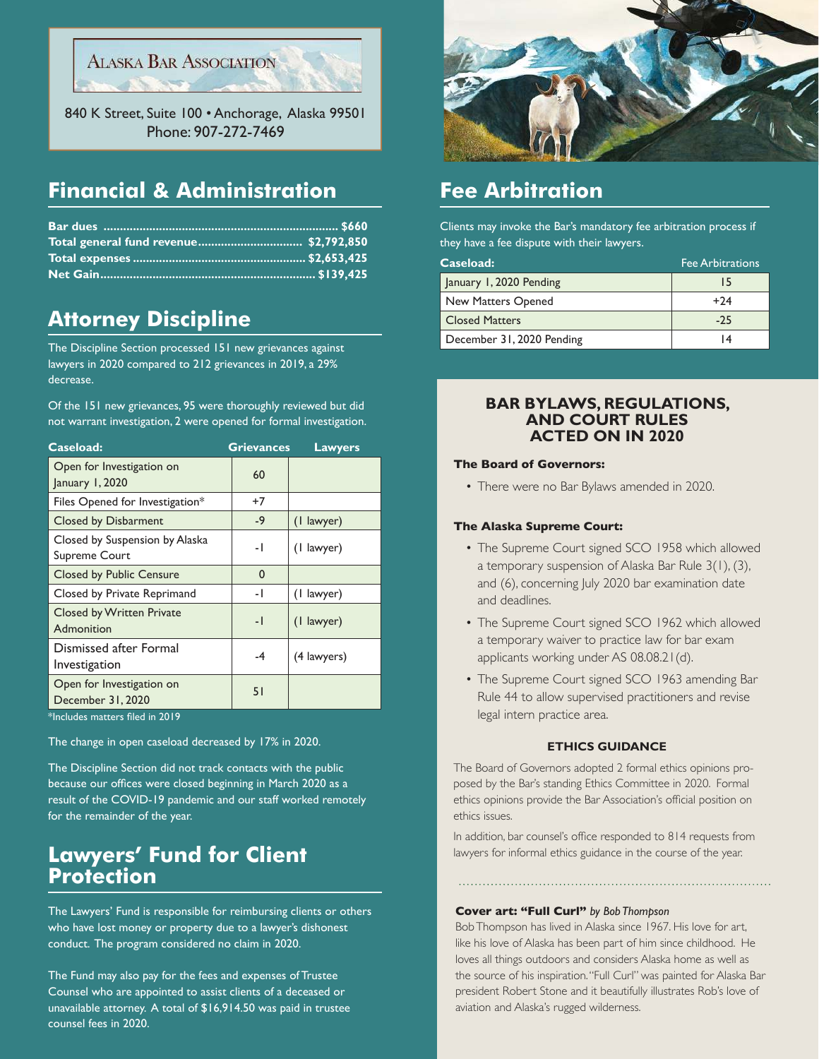ALASKA BAR ASSOCIATION

840 K Street, Suite 100 • Anchorage, Alaska 99501
Phone: 907-272-7469

## Financial & Administration

**Bar dues** ........................................................................ **$660**
**Total general fund revenue**................................ **$2,792,850**
**Total expenses** .................................................... **$2,653,425**
**Net Gain**.................................................................. **$139,425**

## Attorney Discipline

The Discipline Section processed 151 new grievances against lawyers in 2020 compared to 212 grievances in 2019, a 29% decrease.

Of the 151 new grievances, 95 were thoroughly reviewed but did not warrant investigation, 2 were opened for formal investigation.

| Caseload: | Grievances | Lawyers |
|---|---|---|
| Open for Investigation on January 1, 2020 | 60 | |
| Files Opened for Investigation* | +7 | |
| Closed by Disbarment | -9 | (1 lawyer) |
| Closed by Suspension by Alaska Supreme Court | -1 | (1 lawyer) |
| Closed by Public Censure | 0 | |
| Closed by Private Reprimand | -1 | (1 lawyer) |
| Closed by Written Private Admonition | -1 | (1 lawyer) |
| Dismissed after Formal Investigation | -4 | (4 lawyers) |
| Open for Investigation on December 31, 2020 | 51 | |

*Includes matters filed in 2019

The change in open caseload decreased by 17% in 2020.

The Discipline Section did not track contacts with the public because our offices were closed beginning in March 2020 as a result of the COVID-19 pandemic and our staff worked remotely for the remainder of the year.

## Lawyers' Fund for Client Protection

The Lawyers' Fund is responsible for reimbursing clients or others who have lost money or property due to a lawyer's dishonest conduct. The program considered no claim in 2020.

The Fund may also pay for the fees and expenses of Trustee Counsel who are appointed to assist clients of a deceased or unavailable attorney. A total of $16,914.50 was paid in trustee counsel fees in 2020.

## Fee Arbitration

Clients may invoke the Bar's mandatory fee arbitration process if they have a fee dispute with their lawyers.

| Caseload: | Fee Arbitrations |
|---|---|
| January 1, 2020 Pending | 15 |
| New Matters Opened | +24 |
| Closed Matters | -25 |
| December 31, 2020 Pending | 14 |

### BAR BYLAWS, REGULATIONS, AND COURT RULES ACTED ON IN 2020

**The Board of Governors:**

- There were no Bar Bylaws amended in 2020.

**The Alaska Supreme Court:**

- The Supreme Court signed SCO 1958 which allowed a temporary suspension of Alaska Bar Rule 3(1), (3), and (6), concerning July 2020 bar examination date and deadlines.
- The Supreme Court signed SCO 1962 which allowed a temporary waiver to practice law for bar exam applicants working under AS 08.08.21(d).
- The Supreme Court signed SCO 1963 amending Bar Rule 44 to allow supervised practitioners and revise legal intern practice area.

**ETHICS GUIDANCE**

The Board of Governors adopted 2 formal ethics opinions proposed by the Bar's standing Ethics Committee in 2020. Formal ethics opinions provide the Bar Association's official position on ethics issues.

In addition, bar counsel's office responded to 814 requests from lawyers for informal ethics guidance in the course of the year.

**Cover art: "Full Curl"** *by Bob Thompson*

Bob Thompson has lived in Alaska since 1967. His love for art, like his love of Alaska has been part of him since childhood. He loves all things outdoors and considers Alaska home as well as the source of his inspiration. "Full Curl" was painted for Alaska Bar president Robert Stone and it beautifully illustrates Rob's love of aviation and Alaska's rugged wilderness.